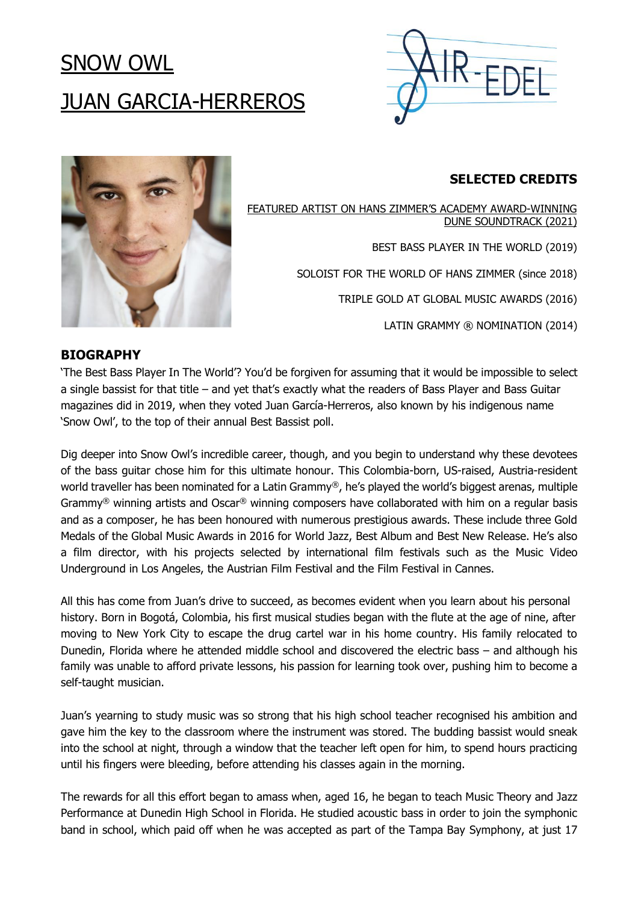# SNOW OWL

# JUAN GARCIA-HERREROS

## SELECTED CREDITS

FEATURED ARTIST ON HANS ZIMMER'S ACADEMY AWARD-WINNING DUNE SOUNDTRACK (2021)

BEST BASS PLAYER IN THE WORLD (2019)

SOLOIST FOR THE WORLD OF HANS ZIMMER (since 2018)

TRIPLE GOLD AT GLOBAL MUSIC AWARDS (2016)

LATIN GRAMMY ® NOMINATION (2014)

## BIOGRAPHY

'The Best Bass Player In The World'? You'd be forgiven for assuming that it would be impossible to select a single bassist for that title – and yet that's exactly what the readers of Bass Player and Bass Guitar magazines did in 2019, when they voted Juan García-Herreros, also known by his indigenous name 'Snow Owl', to the top of their annual Best Bassist poll.

Dig deeper into Snow Owl's incredible career, though, and you begin to understand why these devotees of the bass guitar chose him for this ultimate honour. This Colombia-born, US-raised, Austria-resident world traveller has been nominated for a Latin Grammy®, he's played the world's biggest arenas, multiple Grammy® winning artists and Oscar® winning composers have collaborated with him on a regular basis and as a composer, he has been honoured with numerous prestigious awards. These include three Gold Medals of the Global Music Awards in 2016 for World Jazz, Best Album and Best New Release. He's also a film director, with his projects selected by international film festivals such as the Music Video Underground in Los Angeles, the Austrian Film Festival and the Film Festival in Cannes.

All this has come from Juan's drive to succeed, as becomes evident when you learn about his personal history. Born in Bogotá, Colombia, his first musical studies began with the flute at the age of nine, after moving to New York City to escape the drug cartel war in his home country. His family relocated to Dunedin, Florida where he attended middle school and discovered the electric bass – and although his family was unable to afford private lessons, his passion for learning took over, pushing him to become a self-taught musician.

Juan's yearning to study music was so strong that his high school teacher recognised his ambition and gave him the key to the classroom where the instrument was stored. The budding bassist would sneak into the school at night, through a window that the teacher left open for him, to spend hours practicing until his fingers were bleeding, before attending his classes again in the morning.

The rewards for all this effort began to amass when, aged 16, he began to teach Music Theory and Jazz Performance at Dunedin High School in Florida. He studied acoustic bass in order to join the symphonic band in school, which paid off when he was accepted as part of the Tampa Bay Symphony, at just 17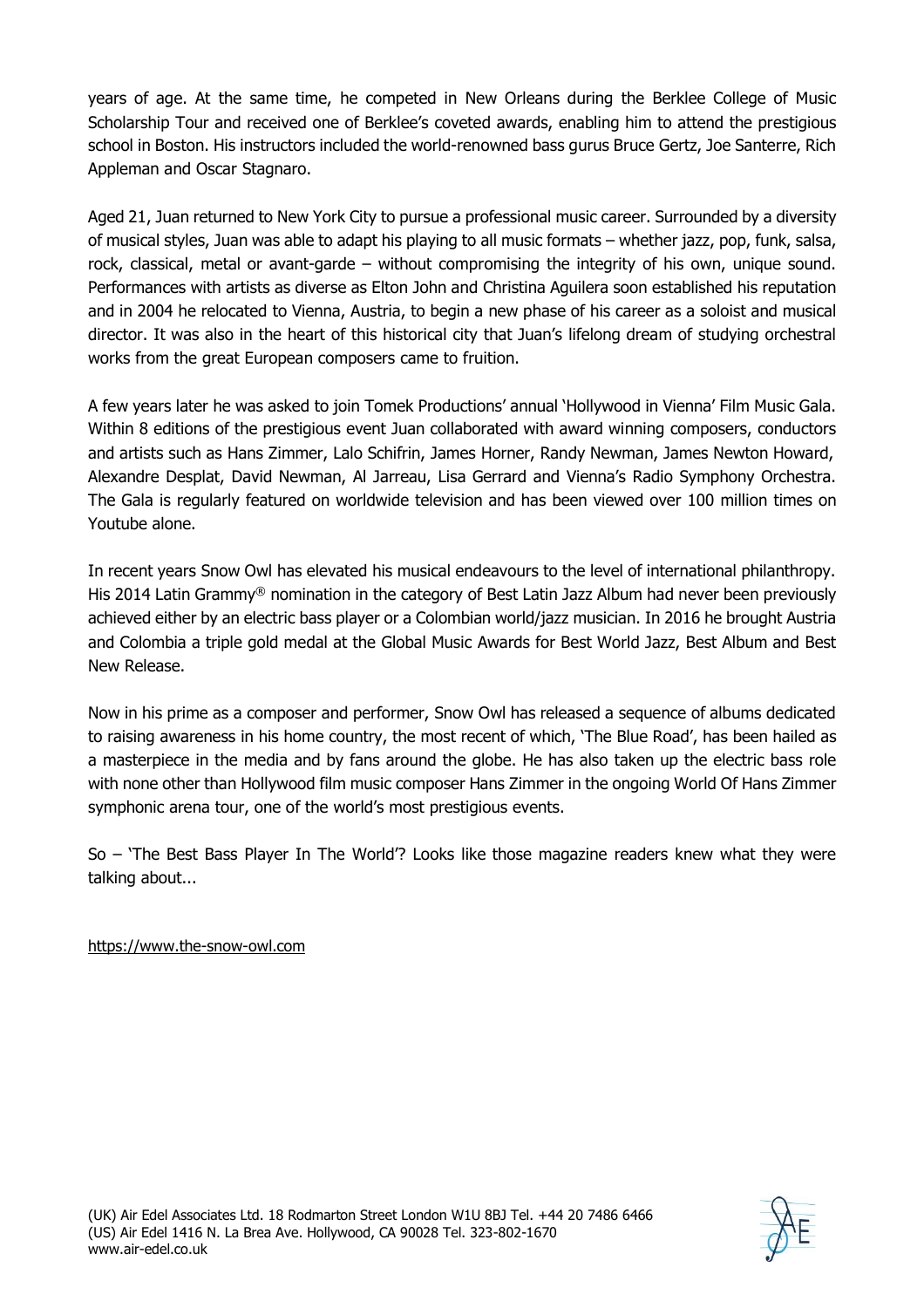years of age. At the same time, he competed in New Orleans during the Berklee College of Music Scholarship Tour and received one of Berklee's coveted awards, enabling him to attend the prestigious school in Boston. His instructors included the world-renowned bass gurus Bruce Gertz, Joe Santerre, Rich Appleman and Oscar Stagnaro.

Aged 21, Juan returned to New York City to pursue a professional music career. Surrounded by a diversity of musical styles, Juan was able to adapt his playing to all music formats – whether jazz, pop, funk, salsa, rock, classical, metal or avant-garde – without compromising the integrity of his own, unique sound. Performances with artists as diverse as Elton John and Christina Aguilera soon established his reputation and in 2004 he relocated to Vienna, Austria, to begin a new phase of his career as a soloist and musical director. It was also in the heart of this historical city that Juan's lifelong dream of studying orchestral works from the great European composers came to fruition.

A few years later he was asked to join Tomek Productions' annual 'Hollywood in Vienna' Film Music Gala. Within 8 editions of the prestigious event Juan collaborated with award winning composers, conductors and artists such as Hans Zimmer, Lalo Schifrin, James Horner, Randy Newman, James Newton Howard, Alexandre Desplat, David Newman, Al Jarreau, Lisa Gerrard and Vienna's Radio Symphony Orchestra. The Gala is regularly featured on worldwide television and has been viewed over 100 million times on Youtube alone.

In recent years Snow Owl has elevated his musical endeavours to the level of international philanthropy. His 2014 Latin Grammy® nomination in the category of Best Latin Jazz Album had never been previously achieved either by an electric bass player or a Colombian world/jazz musician. In 2016 he brought Austria and Colombia a triple gold medal at the Global Music Awards for Best World Jazz, Best Album and Best New Release.

Now in his prime as a composer and performer, Snow Owl has released a sequence of albums dedicated to raising awareness in his home country, the most recent of which, 'The Blue Road', has been hailed as a masterpiece in the media and by fans around the globe. He has also taken up the electric bass role with none other than Hollywood film music composer Hans Zimmer in the ongoing World Of Hans Zimmer symphonic arena tour, one of the world's most prestigious events.

So – 'The Best Bass Player In The World'? Looks like those magazine readers knew what they were talking about...

https://www.the-snow-owl.com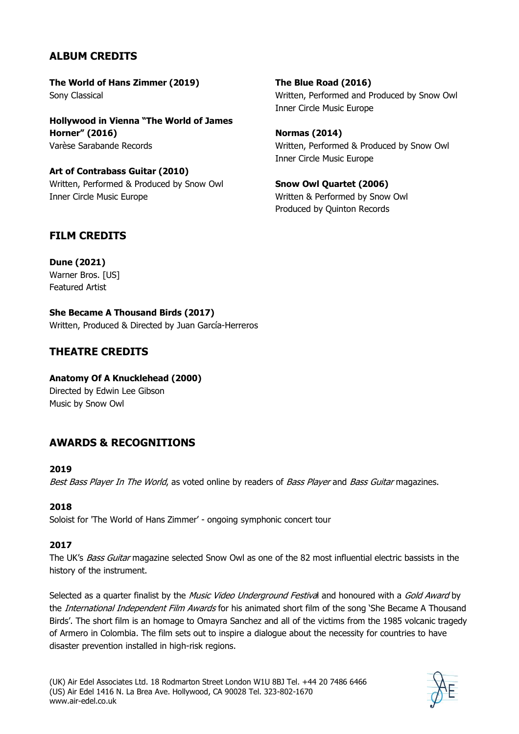## ALBUM CREDITS

**The World of Hans Zimmer (2019)**
Sony Classical

**Hollywood in Vienna "The World of James Horner" (2016)**
Varèse Sarabande Records

**Art of Contrabass Guitar (2010)**
Written, Performed & Produced by Snow Owl
Inner Circle Music Europe

**The Blue Road (2016)**
Written, Performed and Produced by Snow Owl
Inner Circle Music Europe

**Normas (2014)**
Written, Performed & Produced by Snow Owl
Inner Circle Music Europe

**Snow Owl Quartet (2006)**
Written & Performed by Snow Owl
Produced by Quinton Records

## FILM CREDITS

**Dune (2021)**
Warner Bros. [US]
Featured Artist

**She Became A Thousand Birds (2017)**
Written, Produced & Directed by Juan García-Herreros

## THEATRE CREDITS

**Anatomy Of A Knucklehead (2000)**
Directed by Edwin Lee Gibson
Music by Snow Owl

## AWARDS & RECOGNITIONS

**2019**

*Best Bass Player In The World*, as voted online by readers of *Bass Player* and *Bass Guitar* magazines.

**2018**

Soloist for 'The World of Hans Zimmer' - ongoing symphonic concert tour

**2017**

The UK's *Bass Guitar* magazine selected Snow Owl as one of the 82 most influential electric bassists in the history of the instrument.

Selected as a quarter finalist by the *Music Video Underground Festival* and honoured with a *Gold Award* by the *International Independent Film Awards* for his animated short film of the song 'She Became A Thousand Birds'. The short film is an homage to Omayra Sanchez and all of the victims from the 1985 volcanic tragedy of Armero in Colombia. The film sets out to inspire a dialogue about the necessity for countries to have disaster prevention installed in high-risk regions.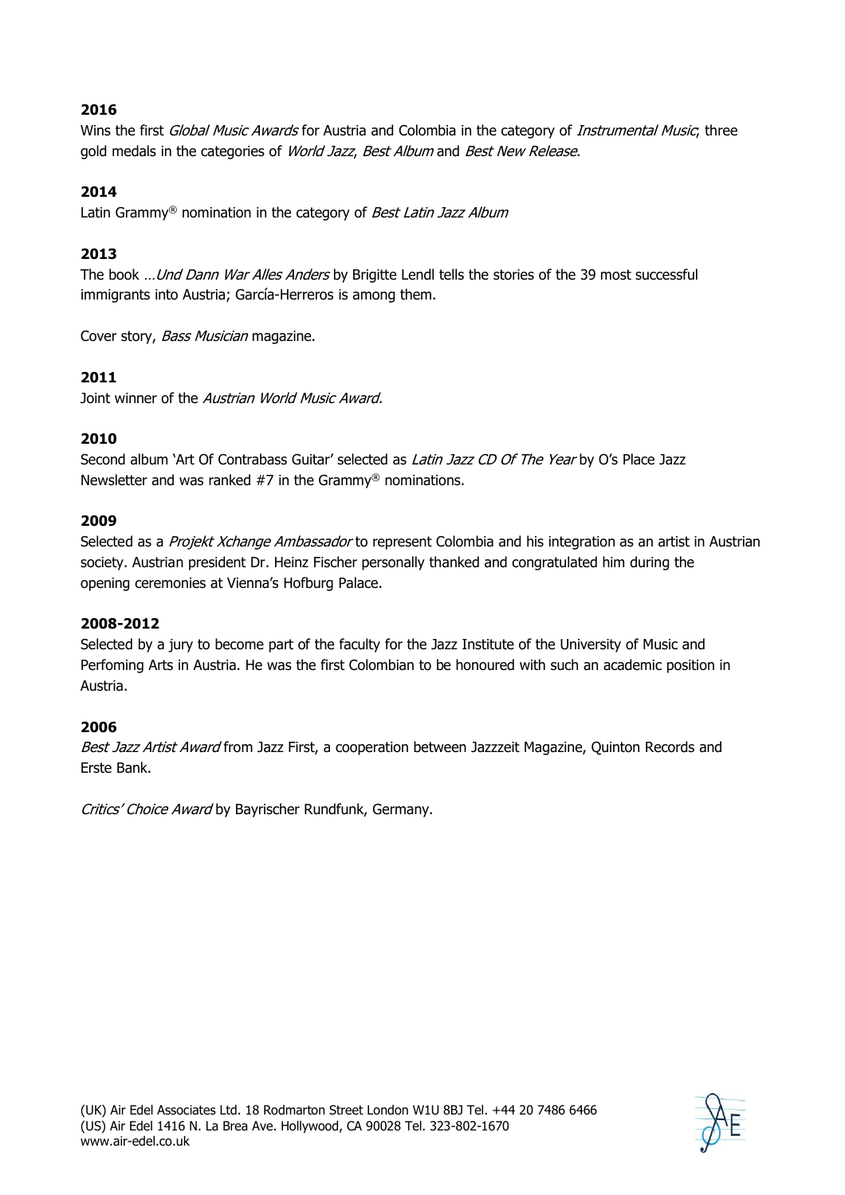**2016**

Wins the first *Global Music Awards* for Austria and Colombia in the category of *Instrumental Music*; three gold medals in the categories of *World Jazz*, *Best Album* and *Best New Release*.

**2014**

Latin Grammy® nomination in the category of *Best Latin Jazz Album*

**2013**

The book *…Und Dann War Alles Anders* by Brigitte Lendl tells the stories of the 39 most successful immigrants into Austria; García-Herreros is among them.

Cover story, *Bass Musician* magazine.

**2011**

Joint winner of the *Austrian World Music Award.*

**2010**

Second album 'Art Of Contrabass Guitar' selected as *Latin Jazz CD Of The Year* by O's Place Jazz Newsletter and was ranked #7 in the Grammy® nominations.

**2009**

Selected as a *Projekt Xchange Ambassador* to represent Colombia and his integration as an artist in Austrian society. Austrian president Dr. Heinz Fischer personally thanked and congratulated him during the opening ceremonies at Vienna's Hofburg Palace.

**2008-2012**

Selected by a jury to become part of the faculty for the Jazz Institute of the University of Music and Perfoming Arts in Austria. He was the first Colombian to be honoured with such an academic position in Austria.

**2006**

*Best Jazz Artist Award* from Jazz First, a cooperation between Jazzzeit Magazine, Quinton Records and Erste Bank.

*Critics' Choice Award* by Bayrischer Rundfunk, Germany.